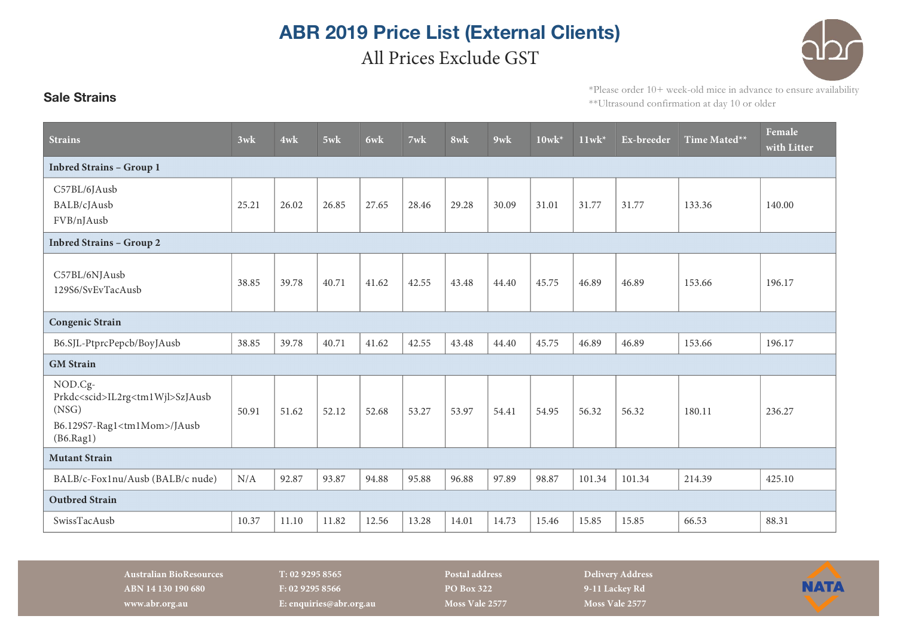# ABR 2019 Price List (External Clients)

All Prices Exclude GST

## Sale Strains

*Please order 10+ week-old mice in advance to ensure availability

**Ultrasound confirmation at day 10 or older

| Strains | 3wk | 4wk | 5wk | 6wk | 7wk | 8wk | 9wk | 10wk* | 11wk* | Ex-breeder | Time Mated** | Female with Litter |
|---|---|---|---|---|---|---|---|---|---|---|---|---|
| **Inbred Strains – Group 1** | | | | | | | | | | | | |
| C57BL/6JAusb<br>BALB/cJAusb<br>FVB/nJAusb | 25.21 | 26.02 | 26.85 | 27.65 | 28.46 | 29.28 | 30.09 | 31.01 | 31.77 | 31.77 | 133.36 | 140.00 |
| **Inbred Strains – Group 2** | | | | | | | | | | | | |
| C57BL/6NJAusb<br>129S6/SvEvTacAusb | 38.85 | 39.78 | 40.71 | 41.62 | 42.55 | 43.48 | 44.40 | 45.75 | 46.89 | 46.89 | 153.66 | 196.17 |
| **Congenic Strain** | | | | | | | | | | | | |
| B6.SJL-PtprcPepcb/BoyJAusb | 38.85 | 39.78 | 40.71 | 41.62 | 42.55 | 43.48 | 44.40 | 45.75 | 46.89 | 46.89 | 153.66 | 196.17 |
| **GM Strain** | | | | | | | | | | | | |
| NOD.Cg-Prkdc<scid>IL2rg<tm1Wjl>SzJAusb (NSG)<br>B6.129S7-Rag1<tm1Mom>/JAusb (B6.Rag1) | 50.91 | 51.62 | 52.12 | 52.68 | 53.27 | 53.97 | 54.41 | 54.95 | 56.32 | 56.32 | 180.11 | 236.27 |
| **Mutant Strain** | | | | | | | | | | | | |
| BALB/c-Fox1nu/Ausb (BALB/c nude) | N/A | 92.87 | 93.87 | 94.88 | 95.88 | 96.88 | 97.89 | 98.87 | 101.34 | 101.34 | 214.39 | 425.10 |
| **Outbred Strain** | | | | | | | | | | | | |
| SwissTacAusb | 10.37 | 11.10 | 11.82 | 12.56 | 13.28 | 14.01 | 14.73 | 15.46 | 15.85 | 15.85 | 66.53 | 88.31 |

**Australian BioResources**
ABN 14 130 190 680
www.abr.org.au

T: 02 9295 8565
F: 02 9295 8566
E: enquiries@abr.org.au

**Postal address**
PO Box 322
Moss Vale 2577

**Delivery Address**
9-11 Lackey Rd
Moss Vale 2577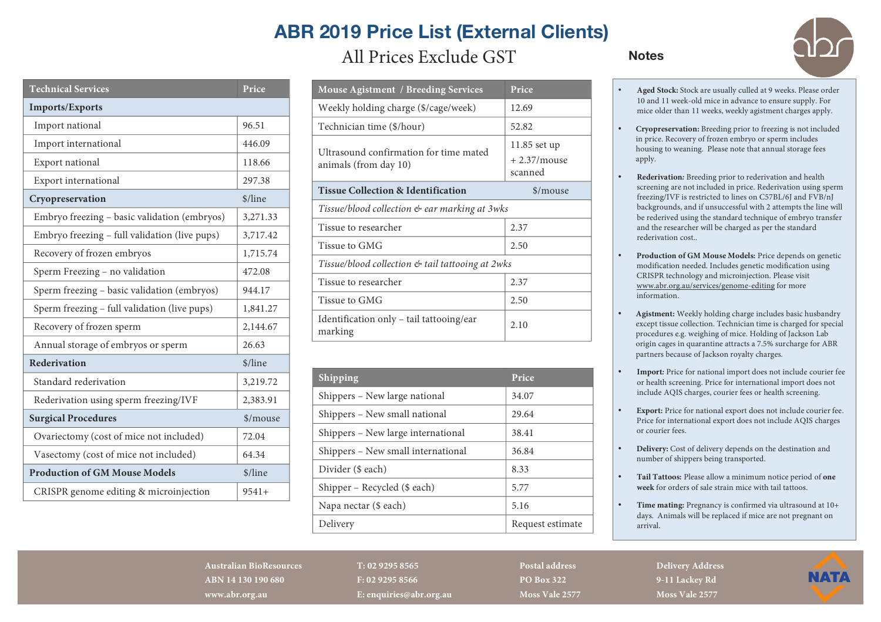# ABR 2019 Price List (External Clients)

All Prices Exclude GST

| Technical Services | Price |
|---|---|
| **Imports/Exports** | |
| Import national | 96.51 |
| Import international | 446.09 |
| Export national | 118.66 |
| Export international | 297.38 |
| **Cryopreservation** | $/line |
| Embryo freezing – basic validation (embryos) | 3,271.33 |
| Embryo freezing – full validation (live pups) | 3,717.42 |
| Recovery of frozen embryos | 1,715.74 |
| Sperm Freezing – no validation | 472.08 |
| Sperm freezing – basic validation (embryos) | 944.17 |
| Sperm freezing – full validation (live pups) | 1,841.27 |
| Recovery of frozen sperm | 2,144.67 |
| Annual storage of embryos or sperm | 26.63 |
| **Rederivation** | $/line |
| Standard rederivation | 3,219.72 |
| Rederivation using sperm freezing/IVF | 2,383.91 |
| **Surgical Procedures** | $/mouse |
| Ovariectomy (cost of mice not included) | 72.04 |
| Vasectomy (cost of mice not included) | 64.34 |
| **Production of GM Mouse Models** | $/line |
| CRISPR genome editing & microinjection | 9541+ |

| Mouse Agistment / Breeding Services | Price |
|---|---|
| Weekly holding charge ($/cage/week) | 12.69 |
| Technician time ($/hour) | 52.82 |
| Ultrasound confirmation for time mated animals (from day 10) | 11.85 set up + 2.37/mouse scanned |
| **Tissue Collection & Identification** | $/mouse |
| *Tissue/blood collection & ear marking at 3wks* | |
| Tissue to researcher | 2.37 |
| Tissue to GMG | 2.50 |
| *Tissue/blood collection & tail tattooing at 2wks* | |
| Tissue to researcher | 2.37 |
| Tissue to GMG | 2.50 |
| Identification only – tail tattooing/ear marking | 2.10 |

| Shipping | Price |
|---|---|
| Shippers – New large national | 34.07 |
| Shippers – New small national | 29.64 |
| Shippers – New large international | 38.41 |
| Shippers – New small international | 36.84 |
| Divider ($ each) | 8.33 |
| Shipper – Recycled ($ each) | 5.77 |
| Napa nectar ($ each) | 5.16 |
| Delivery | Request estimate |

## Notes

- **Aged Stock:** Stock are usually culled at 9 weeks. Please order 10 and 11 week-old mice in advance to ensure supply. For mice older than 11 weeks, weekly agistment charges apply.
- **Cryopreservation:** Breeding prior to freezing is not included in price. Recovery of frozen embryo or sperm includes housing to weaning. Please note that annual storage fees apply.
- **Rederivation:** Breeding prior to rederivation and health screening are not included in price. Rederivation using sperm freezing/IVF is restricted to lines on C57BL/6J and FVB/nJ backgrounds, and if unsuccessful with 2 attempts the line will be rederived using the standard technique of embryo transfer and the researcher will be charged as per the standard rederivation cost..
- **Production of GM Mouse Models:** Price depends on genetic modification needed. Includes genetic modification using CRISPR technology and microinjection. Please visit www.abr.org.au/services/genome-editing for more information.
- **Agistment:** Weekly holding charge includes basic husbandry except tissue collection. Technician time is charged for special procedures e.g. weighing of mice. Holding of Jackson Lab origin cages in quarantine attracts a 7.5% surcharge for ABR partners because of Jackson royalty charges.
- **Import:** Price for national import does not include courier fee or health screening. Price for international import does not include AQIS charges, courier fees or health screening.
- **Export:** Price for national export does not include courier fee. Price for international export does not include AQIS charges or courier fees.
- **Delivery:** Cost of delivery depends on the destination and number of shippers being transported.
- **Tail Tattoos:** Please allow a minimum notice period of **one week** for orders of sale strain mice with tail tattoos.
- **Time mating:** Pregnancy is confirmed via ultrasound at 10+ days. Animals will be replaced if mice are not pregnant on arrival.

**Australian BioResources**
**ABN 14 130 190 680**
**www.abr.org.au**

**T: 02 9295 8565**
**F: 02 9295 8566**
**E: enquiries@abr.org.au**

**Postal address**
**PO Box 322**
**Moss Vale 2577**

**Delivery Address**
**9-11 Lackey Rd**
**Moss Vale 2577**